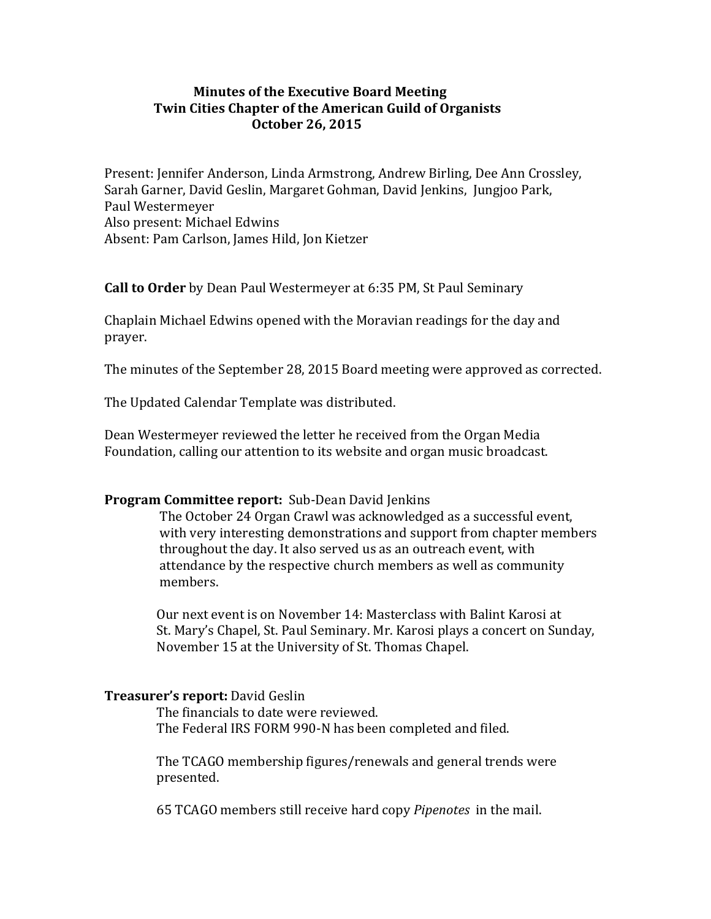# Minutes of the Executive Board Meeting
## Twin Cities Chapter of the American Guild of Organists
### October 26, 2015

Present: Jennifer Anderson, Linda Armstrong, Andrew Birling, Dee Ann Crossley, Sarah Garner, David Geslin, Margaret Gohman, David Jenkins, Jungjoo Park, Paul Westermeyer
Also present: Michael Edwins
Absent: Pam Carlson, James Hild, Jon Kietzer

**Call to Order** by Dean Paul Westermeyer at 6:35 PM, St Paul Seminary

Chaplain Michael Edwins opened with the Moravian readings for the day and prayer.

The minutes of the September 28, 2015 Board meeting were approved as corrected.

The Updated Calendar Template was distributed.

Dean Westermeyer reviewed the letter he received from the Organ Media Foundation, calling our attention to its website and organ music broadcast.

**Program Committee report:** Sub-Dean David Jenkins

The October 24 Organ Crawl was acknowledged as a successful event, with very interesting demonstrations and support from chapter members throughout the day. It also served us as an outreach event, with attendance by the respective church members as well as community members.

Our next event is on November 14: Masterclass with Balint Karosi at St. Mary's Chapel, St. Paul Seminary. Mr. Karosi plays a concert on Sunday, November 15 at the University of St. Thomas Chapel.

**Treasurer's report:** David Geslin

The financials to date were reviewed.
The Federal IRS FORM 990-N has been completed and filed.

The TCAGO membership figures/renewals and general trends were presented.

65 TCAGO members still receive hard copy *Pipenotes* in the mail.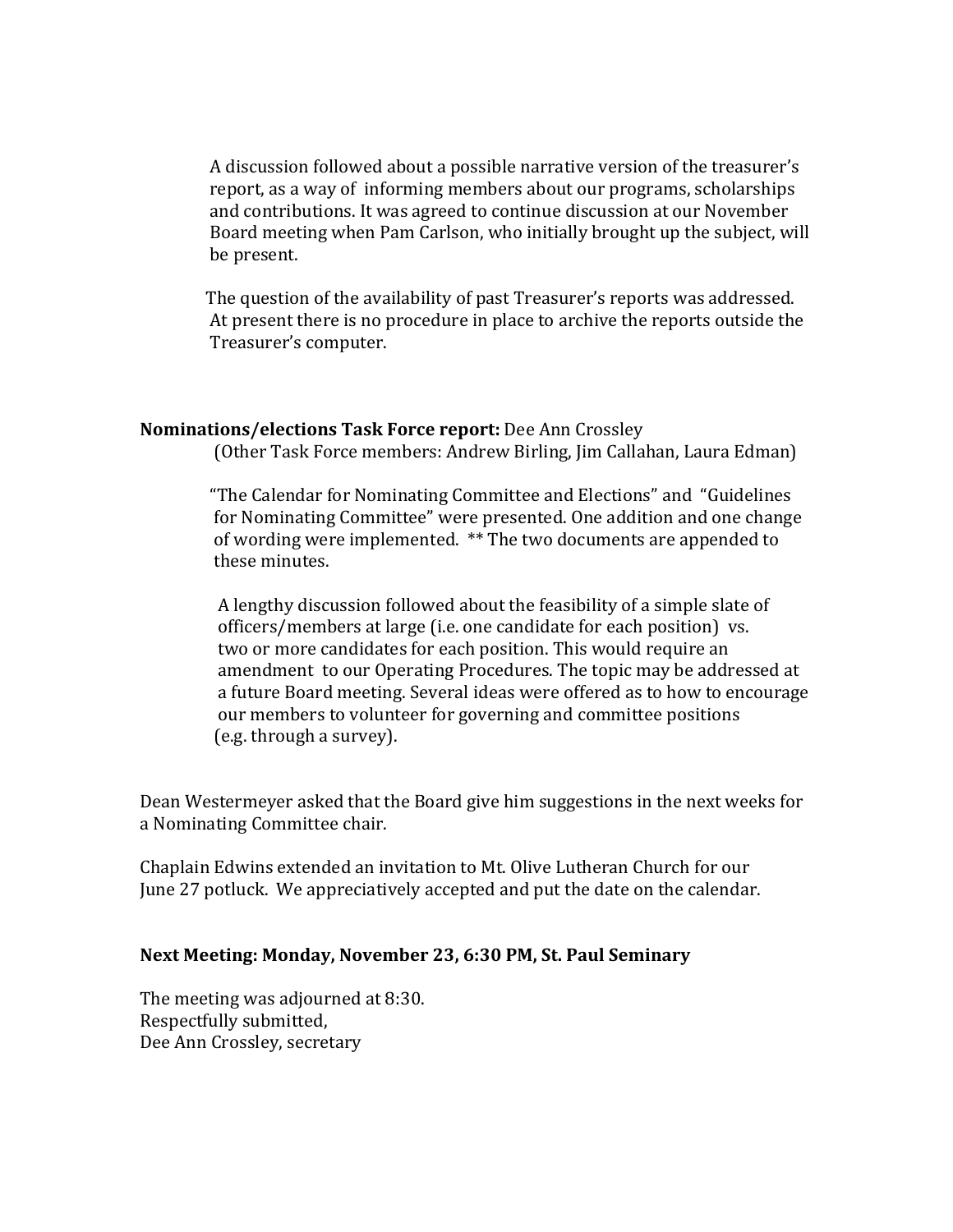A discussion followed about a possible narrative version of the treasurer's report, as a way of informing members about our programs, scholarships and contributions. It was agreed to continue discussion at our November Board meeting when Pam Carlson, who initially brought up the subject, will be present.

The question of the availability of past Treasurer's reports was addressed. At present there is no procedure in place to archive the reports outside the Treasurer's computer.

**Nominations/elections Task Force report:** Dee Ann Crossley
(Other Task Force members: Andrew Birling, Jim Callahan, Laura Edman)

"The Calendar for Nominating Committee and Elections" and "Guidelines for Nominating Committee" were presented. One addition and one change of wording were implemented. ** The two documents are appended to these minutes.

A lengthy discussion followed about the feasibility of a simple slate of officers/members at large (i.e. one candidate for each position) vs. two or more candidates for each position. This would require an amendment to our Operating Procedures. The topic may be addressed at a future Board meeting. Several ideas were offered as to how to encourage our members to volunteer for governing and committee positions (e.g. through a survey).

Dean Westermeyer asked that the Board give him suggestions in the next weeks for a Nominating Committee chair.

Chaplain Edwins extended an invitation to Mt. Olive Lutheran Church for our June 27 potluck. We appreciatively accepted and put the date on the calendar.

**Next Meeting: Monday, November 23, 6:30 PM, St. Paul Seminary**

The meeting was adjourned at 8:30.
Respectfully submitted,
Dee Ann Crossley, secretary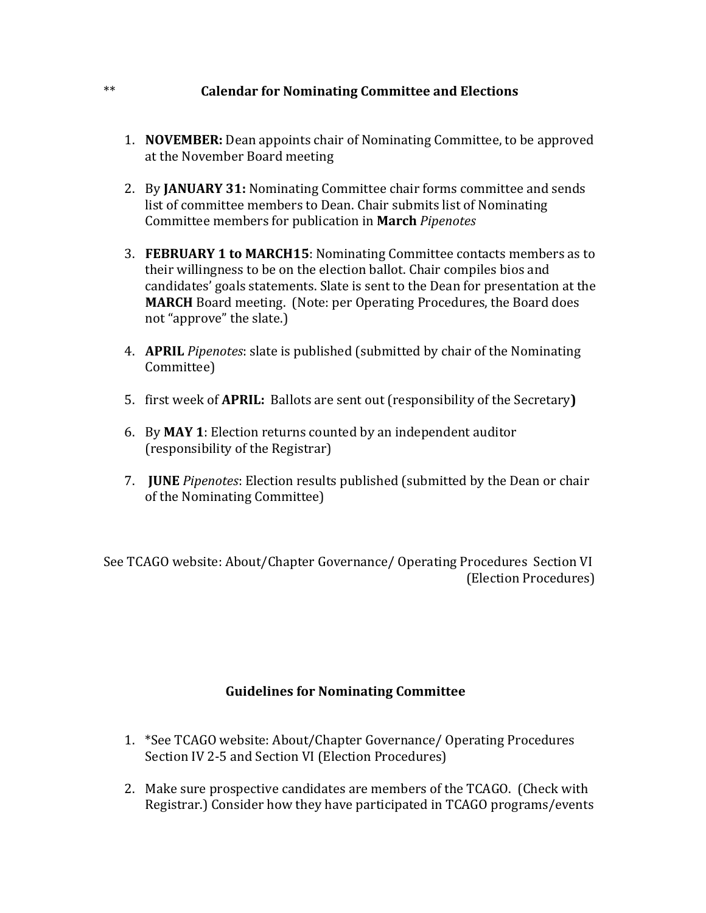** **Calendar for Nominating Committee and Elections**

1. **NOVEMBER:** Dean appoints chair of Nominating Committee, to be approved at the November Board meeting

2. By **JANUARY 31:** Nominating Committee chair forms committee and sends list of committee members to Dean. Chair submits list of Nominating Committee members for publication in **March** *Pipenotes*

3. **FEBRUARY 1 to MARCH15**: Nominating Committee contacts members as to their willingness to be on the election ballot. Chair compiles bios and candidates' goals statements. Slate is sent to the Dean for presentation at the **MARCH** Board meeting. (Note: per Operating Procedures, the Board does not "approve" the slate.)

4. **APRIL** *Pipenotes*: slate is published (submitted by chair of the Nominating Committee)

5. first week of **APRIL:** Ballots are sent out (responsibility of the Secretary**)**

6. By **MAY 1**: Election returns counted by an independent auditor (responsibility of the Registrar)

7. **JUNE** *Pipenotes*: Election results published (submitted by the Dean or chair of the Nominating Committee)

See TCAGO website: About/Chapter Governance/ Operating Procedures Section VI (Election Procedures)

## Guidelines for Nominating Committee

1. *See TCAGO website: About/Chapter Governance/ Operating Procedures Section IV 2-5 and Section VI (Election Procedures)

2. Make sure prospective candidates are members of the TCAGO. (Check with Registrar.) Consider how they have participated in TCAGO programs/events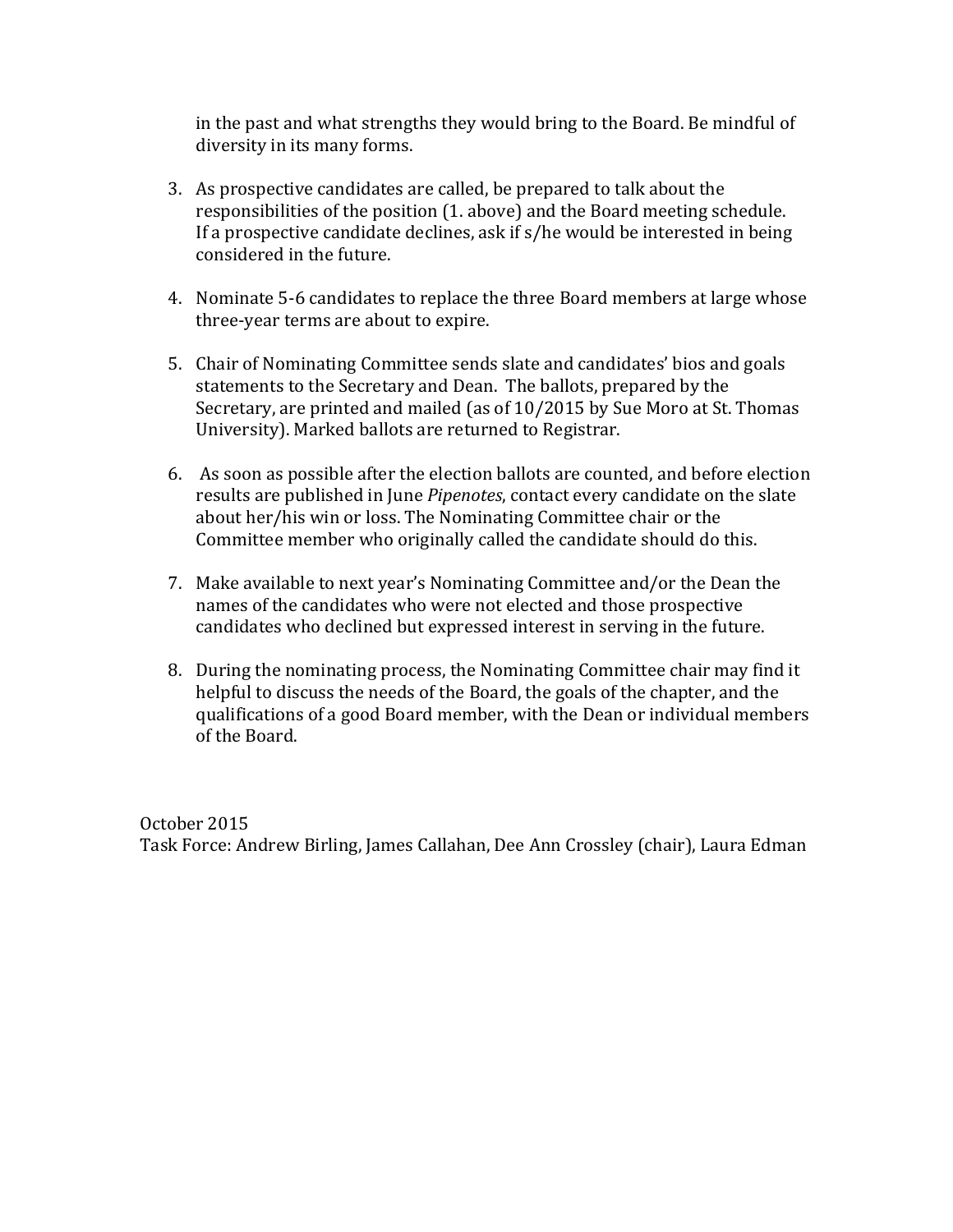in the past and what strengths they would bring to the Board. Be mindful of diversity in its many forms.

3. As prospective candidates are called, be prepared to talk about the responsibilities of the position (1. above) and the Board meeting schedule. If a prospective candidate declines, ask if s/he would be interested in being considered in the future.

4. Nominate 5-6 candidates to replace the three Board members at large whose three-year terms are about to expire.

5. Chair of Nominating Committee sends slate and candidates' bios and goals statements to the Secretary and Dean. The ballots, prepared by the Secretary, are printed and mailed (as of 10/2015 by Sue Moro at St. Thomas University). Marked ballots are returned to Registrar.

6. As soon as possible after the election ballots are counted, and before election results are published in June *Pipenotes*, contact every candidate on the slate about her/his win or loss. The Nominating Committee chair or the Committee member who originally called the candidate should do this.

7. Make available to next year's Nominating Committee and/or the Dean the names of the candidates who were not elected and those prospective candidates who declined but expressed interest in serving in the future.

8. During the nominating process, the Nominating Committee chair may find it helpful to discuss the needs of the Board, the goals of the chapter, and the qualifications of a good Board member, with the Dean or individual members of the Board.

October 2015
Task Force: Andrew Birling, James Callahan, Dee Ann Crossley (chair), Laura Edman